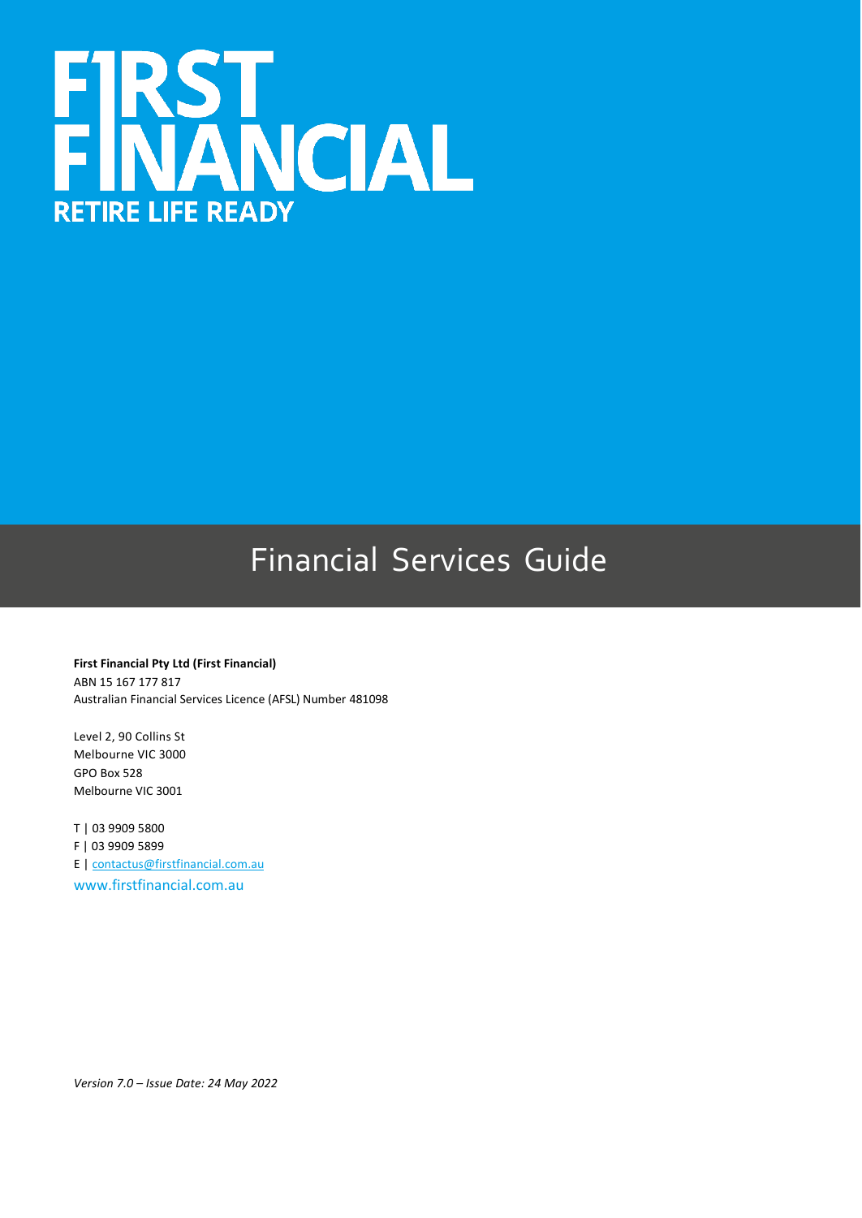# FIRST FINANCIAL

**RETIRE LIFE READY**

# Financial Services Guide

**First Financial Pty Ltd (First Financial)**
ABN 15 167 177 817
Australian Financial Services Licence (AFSL) Number 481098

Level 2, 90 Collins St
Melbourne VIC 3000
GPO Box 528
Melbourne VIC 3001

T | 03 9909 5800
F | 03 9909 5899
E | contactus@firstfinancial.com.au
www.firstfinancial.com.au

*Version 7.0 – Issue Date: 24 May 2022*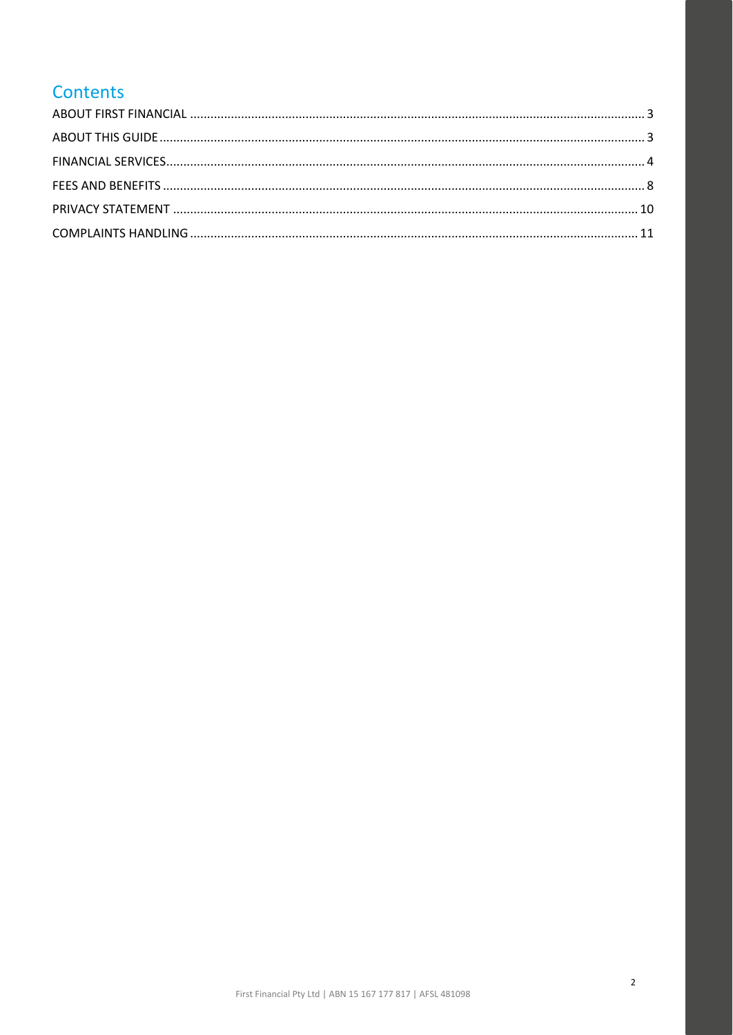## Contents

| | |
|---|---|
| ABOUT FIRST FINANCIAL | 3 |
| ABOUT THIS GUIDE | 3 |
| FINANCIAL SERVICES | 4 |
| FEES AND BENEFITS | 8 |
| PRIVACY STATEMENT | 10 |
| COMPLAINTS HANDLING | 11 |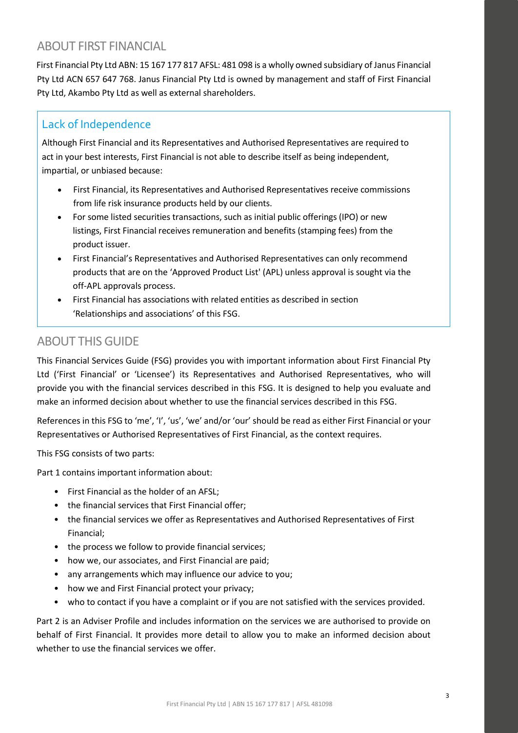## ABOUT FIRST FINANCIAL

First Financial Pty Ltd ABN: 15 167 177 817 AFSL: 481 098 is a wholly owned subsidiary of Janus Financial Pty Ltd ACN 657 647 768. Janus Financial Pty Ltd is owned by management and staff of First Financial Pty Ltd, Akambo Pty Ltd as well as external shareholders.

### Lack of Independence

Although First Financial and its Representatives and Authorised Representatives are required to act in your best interests, First Financial is not able to describe itself as being independent, impartial, or unbiased because:

- First Financial, its Representatives and Authorised Representatives receive commissions from life risk insurance products held by our clients.
- For some listed securities transactions, such as initial public offerings (IPO) or new listings, First Financial receives remuneration and benefits (stamping fees) from the product issuer.
- First Financial's Representatives and Authorised Representatives can only recommend products that are on the 'Approved Product List' (APL) unless approval is sought via the off-APL approvals process.
- First Financial has associations with related entities as described in section 'Relationships and associations' of this FSG.

## ABOUT THIS GUIDE

This Financial Services Guide (FSG) provides you with important information about First Financial Pty Ltd ('First Financial' or 'Licensee') its Representatives and Authorised Representatives, who will provide you with the financial services described in this FSG. It is designed to help you evaluate and make an informed decision about whether to use the financial services described in this FSG.

References in this FSG to 'me', 'I', 'us', 'we' and/or 'our' should be read as either First Financial or your Representatives or Authorised Representatives of First Financial, as the context requires.

This FSG consists of two parts:

Part 1 contains important information about:

- First Financial as the holder of an AFSL;
- the financial services that First Financial offer;
- the financial services we offer as Representatives and Authorised Representatives of First Financial;
- the process we follow to provide financial services;
- how we, our associates, and First Financial are paid;
- any arrangements which may influence our advice to you;
- how we and First Financial protect your privacy;
- who to contact if you have a complaint or if you are not satisfied with the services provided.

Part 2 is an Adviser Profile and includes information on the services we are authorised to provide on behalf of First Financial. It provides more detail to allow you to make an informed decision about whether to use the financial services we offer.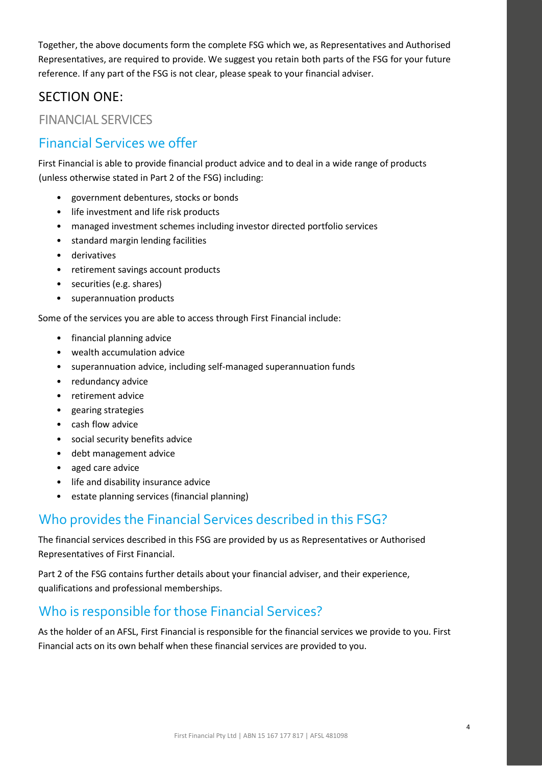Together, the above documents form the complete FSG which we, as Representatives and Authorised Representatives, are required to provide. We suggest you retain both parts of the FSG for your future reference. If any part of the FSG is not clear, please speak to your financial adviser.

# SECTION ONE:

## FINANCIAL SERVICES

### Financial Services we offer

First Financial is able to provide financial product advice and to deal in a wide range of products (unless otherwise stated in Part 2 of the FSG) including:

- government debentures, stocks or bonds
- life investment and life risk products
- managed investment schemes including investor directed portfolio services
- standard margin lending facilities
- derivatives
- retirement savings account products
- securities (e.g. shares)
- superannuation products

Some of the services you are able to access through First Financial include:

- financial planning advice
- wealth accumulation advice
- superannuation advice, including self-managed superannuation funds
- redundancy advice
- retirement advice
- gearing strategies
- cash flow advice
- social security benefits advice
- debt management advice
- aged care advice
- life and disability insurance advice
- estate planning services (financial planning)

### Who provides the Financial Services described in this FSG?

The financial services described in this FSG are provided by us as Representatives or Authorised Representatives of First Financial.

Part 2 of the FSG contains further details about your financial adviser, and their experience, qualifications and professional memberships.

### Who is responsible for those Financial Services?

As the holder of an AFSL, First Financial is responsible for the financial services we provide to you. First Financial acts on its own behalf when these financial services are provided to you.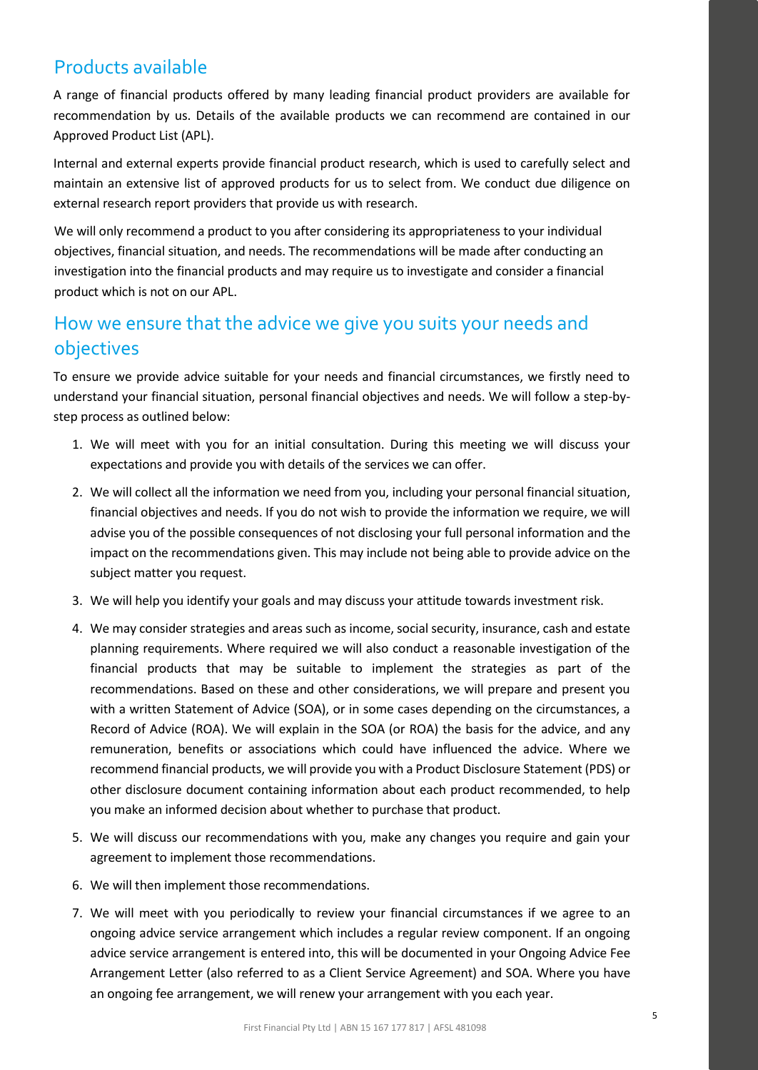## Products available

A range of financial products offered by many leading financial product providers are available for recommendation by us. Details of the available products we can recommend are contained in our Approved Product List (APL).

Internal and external experts provide financial product research, which is used to carefully select and maintain an extensive list of approved products for us to select from. We conduct due diligence on external research report providers that provide us with research.

We will only recommend a product to you after considering its appropriateness to your individual objectives, financial situation, and needs. The recommendations will be made after conducting an investigation into the financial products and may require us to investigate and consider a financial product which is not on our APL.

## How we ensure that the advice we give you suits your needs and objectives

To ensure we provide advice suitable for your needs and financial circumstances, we firstly need to understand your financial situation, personal financial objectives and needs. We will follow a step-by-step process as outlined below:

1. We will meet with you for an initial consultation. During this meeting we will discuss your expectations and provide you with details of the services we can offer.
2. We will collect all the information we need from you, including your personal financial situation, financial objectives and needs. If you do not wish to provide the information we require, we will advise you of the possible consequences of not disclosing your full personal information and the impact on the recommendations given. This may include not being able to provide advice on the subject matter you request.
3. We will help you identify your goals and may discuss your attitude towards investment risk.
4. We may consider strategies and areas such as income, social security, insurance, cash and estate planning requirements. Where required we will also conduct a reasonable investigation of the financial products that may be suitable to implement the strategies as part of the recommendations. Based on these and other considerations, we will prepare and present you with a written Statement of Advice (SOA), or in some cases depending on the circumstances, a Record of Advice (ROA). We will explain in the SOA (or ROA) the basis for the advice, and any remuneration, benefits or associations which could have influenced the advice. Where we recommend financial products, we will provide you with a Product Disclosure Statement (PDS) or other disclosure document containing information about each product recommended, to help you make an informed decision about whether to purchase that product.
5. We will discuss our recommendations with you, make any changes you require and gain your agreement to implement those recommendations.
6. We will then implement those recommendations.
7. We will meet with you periodically to review your financial circumstances if we agree to an ongoing advice service arrangement which includes a regular review component. If an ongoing advice service arrangement is entered into, this will be documented in your Ongoing Advice Fee Arrangement Letter (also referred to as a Client Service Agreement) and SOA. Where you have an ongoing fee arrangement, we will renew your arrangement with you each year.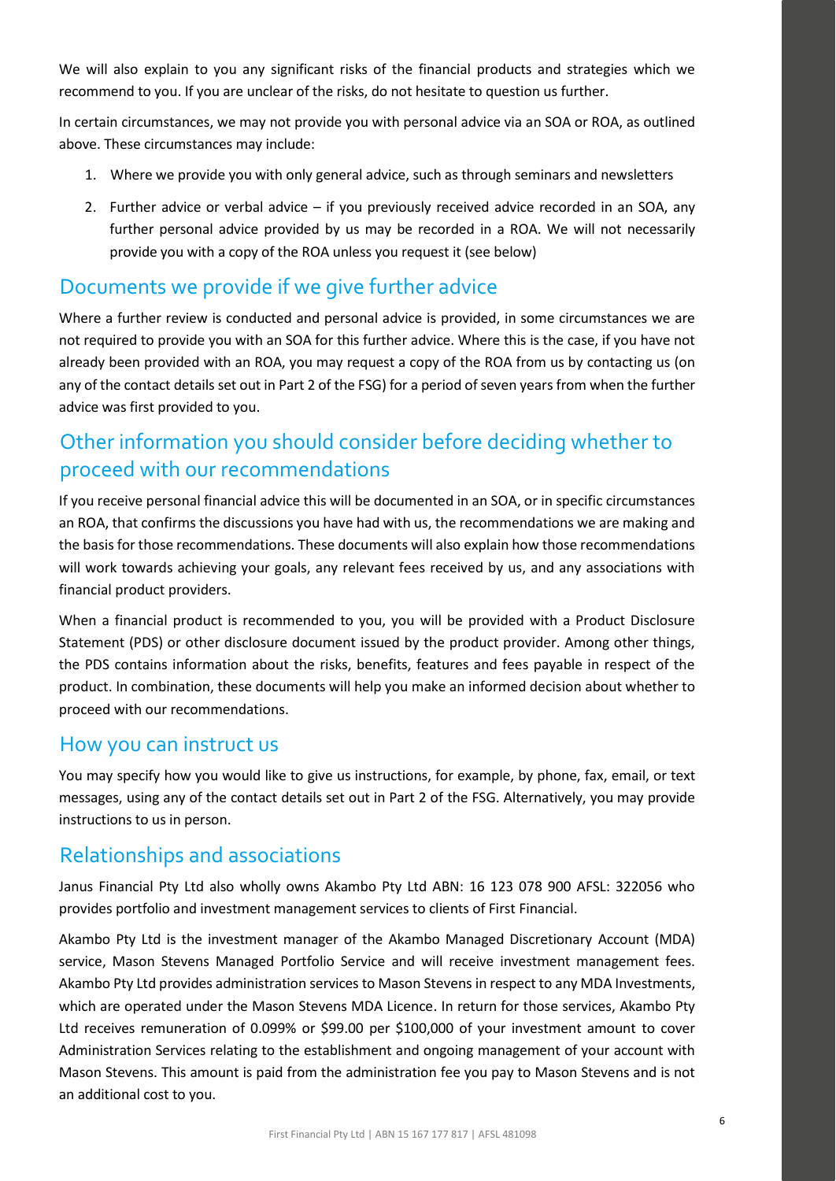We will also explain to you any significant risks of the financial products and strategies which we recommend to you. If you are unclear of the risks, do not hesitate to question us further.

In certain circumstances, we may not provide you with personal advice via an SOA or ROA, as outlined above. These circumstances may include:

1. Where we provide you with only general advice, such as through seminars and newsletters
2. Further advice or verbal advice – if you previously received advice recorded in an SOA, any further personal advice provided by us may be recorded in a ROA. We will not necessarily provide you with a copy of the ROA unless you request it (see below)

## Documents we provide if we give further advice

Where a further review is conducted and personal advice is provided, in some circumstances we are not required to provide you with an SOA for this further advice. Where this is the case, if you have not already been provided with an ROA, you may request a copy of the ROA from us by contacting us (on any of the contact details set out in Part 2 of the FSG) for a period of seven years from when the further advice was first provided to you.

## Other information you should consider before deciding whether to proceed with our recommendations

If you receive personal financial advice this will be documented in an SOA, or in specific circumstances an ROA, that confirms the discussions you have had with us, the recommendations we are making and the basis for those recommendations. These documents will also explain how those recommendations will work towards achieving your goals, any relevant fees received by us, and any associations with financial product providers.

When a financial product is recommended to you, you will be provided with a Product Disclosure Statement (PDS) or other disclosure document issued by the product provider. Among other things, the PDS contains information about the risks, benefits, features and fees payable in respect of the product. In combination, these documents will help you make an informed decision about whether to proceed with our recommendations.

## How you can instruct us

You may specify how you would like to give us instructions, for example, by phone, fax, email, or text messages, using any of the contact details set out in Part 2 of the FSG. Alternatively, you may provide instructions to us in person.

## Relationships and associations

Janus Financial Pty Ltd also wholly owns Akambo Pty Ltd ABN: 16 123 078 900 AFSL: 322056 who provides portfolio and investment management services to clients of First Financial.

Akambo Pty Ltd is the investment manager of the Akambo Managed Discretionary Account (MDA) service, Mason Stevens Managed Portfolio Service and will receive investment management fees. Akambo Pty Ltd provides administration services to Mason Stevens in respect to any MDA Investments, which are operated under the Mason Stevens MDA Licence. In return for those services, Akambo Pty Ltd receives remuneration of 0.099% or $99.00 per $100,000 of your investment amount to cover Administration Services relating to the establishment and ongoing management of your account with Mason Stevens. This amount is paid from the administration fee you pay to Mason Stevens and is not an additional cost to you.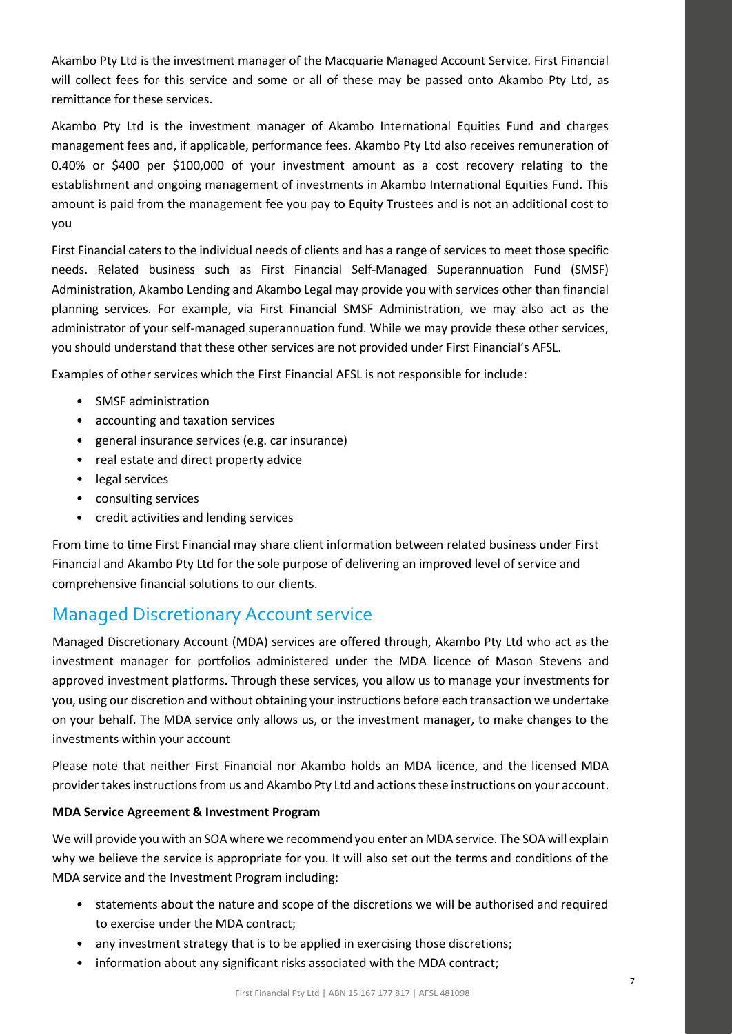Akambo Pty Ltd is the investment manager of the Macquarie Managed Account Service. First Financial will collect fees for this service and some or all of these may be passed onto Akambo Pty Ltd, as remittance for these services.

Akambo Pty Ltd is the investment manager of Akambo International Equities Fund and charges management fees and, if applicable, performance fees. Akambo Pty Ltd also receives remuneration of 0.40% or $400 per $100,000 of your investment amount as a cost recovery relating to the establishment and ongoing management of investments in Akambo International Equities Fund. This amount is paid from the management fee you pay to Equity Trustees and is not an additional cost to you

First Financial caters to the individual needs of clients and has a range of services to meet those specific needs. Related business such as First Financial Self-Managed Superannuation Fund (SMSF) Administration, Akambo Lending and Akambo Legal may provide you with services other than financial planning services. For example, via First Financial SMSF Administration, we may also act as the administrator of your self-managed superannuation fund. While we may provide these other services, you should understand that these other services are not provided under First Financial's AFSL.

Examples of other services which the First Financial AFSL is not responsible for include:

- SMSF administration
- accounting and taxation services
- general insurance services (e.g. car insurance)
- real estate and direct property advice
- legal services
- consulting services
- credit activities and lending services

From time to time First Financial may share client information between related business under First Financial and Akambo Pty Ltd for the sole purpose of delivering an improved level of service and comprehensive financial solutions to our clients.

## Managed Discretionary Account service

Managed Discretionary Account (MDA) services are offered through, Akambo Pty Ltd who act as the investment manager for portfolios administered under the MDA licence of Mason Stevens and approved investment platforms. Through these services, you allow us to manage your investments for you, using our discretion and without obtaining your instructions before each transaction we undertake on your behalf. The MDA service only allows us, or the investment manager, to make changes to the investments within your account

Please note that neither First Financial nor Akambo holds an MDA licence, and the licensed MDA provider takes instructions from us and Akambo Pty Ltd and actions these instructions on your account.

**MDA Service Agreement & Investment Program**

We will provide you with an SOA where we recommend you enter an MDA service. The SOA will explain why we believe the service is appropriate for you. It will also set out the terms and conditions of the MDA service and the Investment Program including:

- statements about the nature and scope of the discretions we will be authorised and required to exercise under the MDA contract;
- any investment strategy that is to be applied in exercising those discretions;
- information about any significant risks associated with the MDA contract;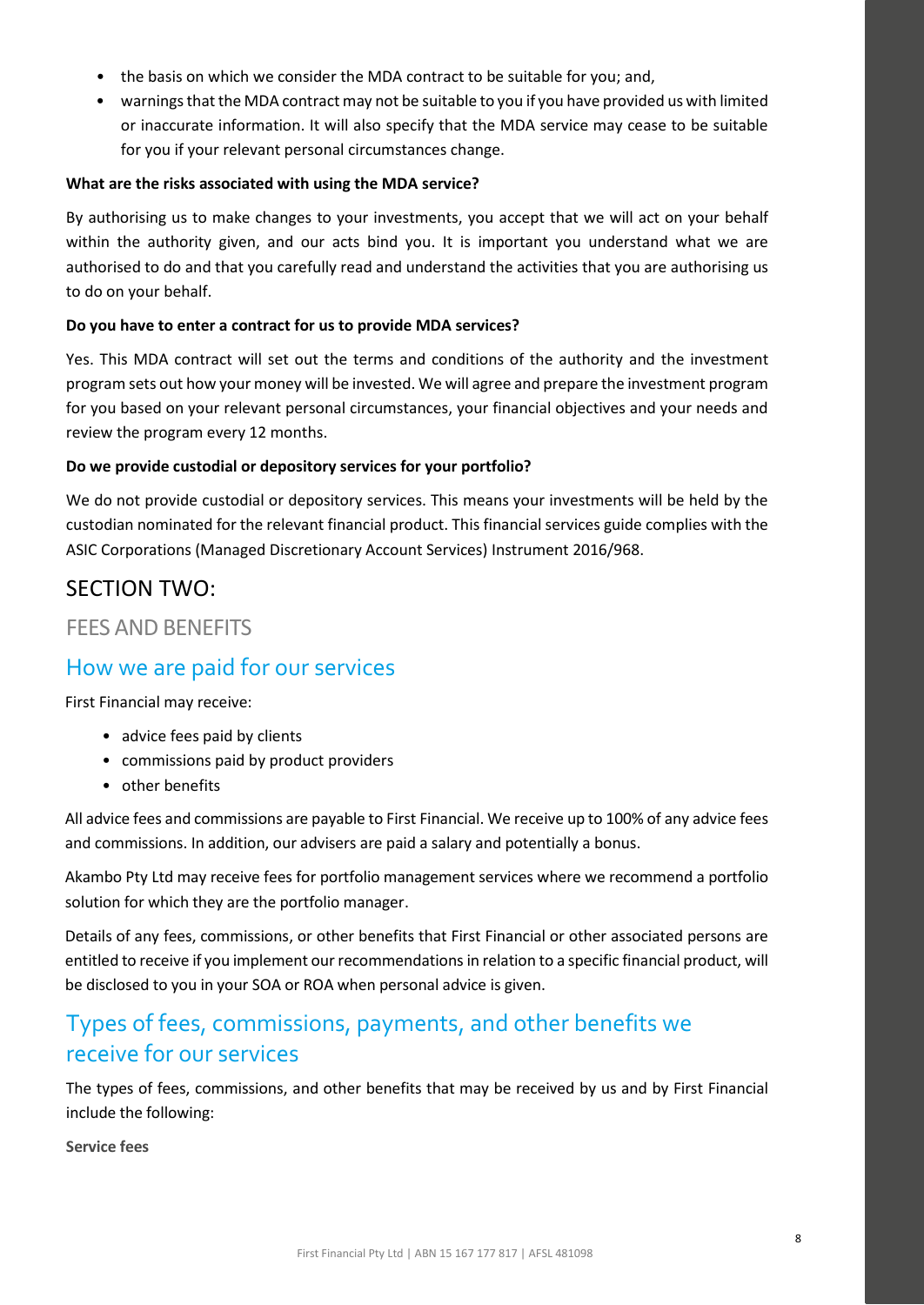- the basis on which we consider the MDA contract to be suitable for you; and,
- warnings that the MDA contract may not be suitable to you if you have provided us with limited or inaccurate information. It will also specify that the MDA service may cease to be suitable for you if your relevant personal circumstances change.

**What are the risks associated with using the MDA service?**

By authorising us to make changes to your investments, you accept that we will act on your behalf within the authority given, and our acts bind you. It is important you understand what we are authorised to do and that you carefully read and understand the activities that you are authorising us to do on your behalf.

**Do you have to enter a contract for us to provide MDA services?**

Yes. This MDA contract will set out the terms and conditions of the authority and the investment program sets out how your money will be invested. We will agree and prepare the investment program for you based on your relevant personal circumstances, your financial objectives and your needs and review the program every 12 months.

**Do we provide custodial or depository services for your portfolio?**

We do not provide custodial or depository services. This means your investments will be held by the custodian nominated for the relevant financial product. This financial services guide complies with the ASIC Corporations (Managed Discretionary Account Services) Instrument 2016/968.

# SECTION TWO:

## FEES AND BENEFITS

## How we are paid for our services

First Financial may receive:

- advice fees paid by clients
- commissions paid by product providers
- other benefits

All advice fees and commissions are payable to First Financial. We receive up to 100% of any advice fees and commissions. In addition, our advisers are paid a salary and potentially a bonus.

Akambo Pty Ltd may receive fees for portfolio management services where we recommend a portfolio solution for which they are the portfolio manager.

Details of any fees, commissions, or other benefits that First Financial or other associated persons are entitled to receive if you implement our recommendations in relation to a specific financial product, will be disclosed to you in your SOA or ROA when personal advice is given.

## Types of fees, commissions, payments, and other benefits we receive for our services

The types of fees, commissions, and other benefits that may be received by us and by First Financial include the following:

**Service fees**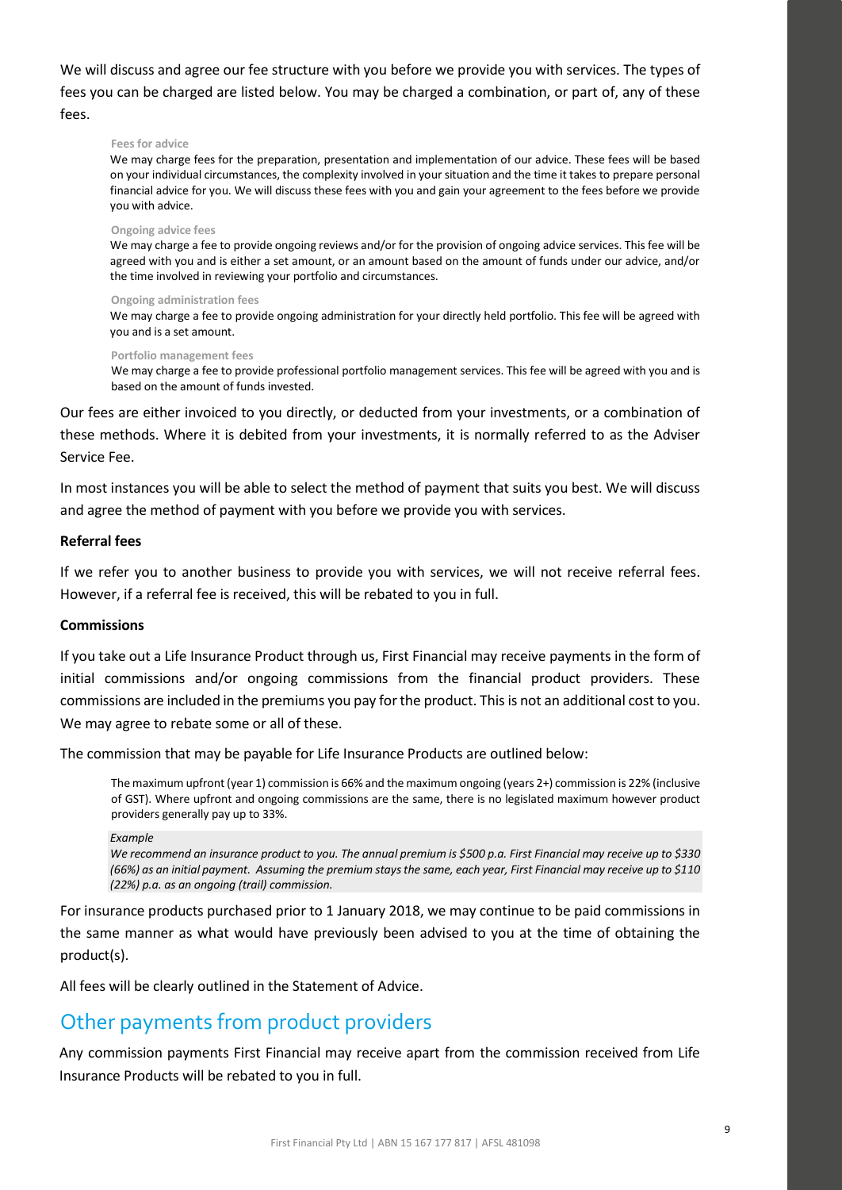We will discuss and agree our fee structure with you before we provide you with services. The types of fees you can be charged are listed below. You may be charged a combination, or part of, any of these fees.

> **Fees for advice**
> We may charge fees for the preparation, presentation and implementation of our advice. These fees will be based on your individual circumstances, the complexity involved in your situation and the time it takes to prepare personal financial advice for you. We will discuss these fees with you and gain your agreement to the fees before we provide you with advice.
>
> **Ongoing advice fees**
> We may charge a fee to provide ongoing reviews and/or for the provision of ongoing advice services. This fee will be agreed with you and is either a set amount, or an amount based on the amount of funds under our advice, and/or the time involved in reviewing your portfolio and circumstances.
>
> **Ongoing administration fees**
> We may charge a fee to provide ongoing administration for your directly held portfolio. This fee will be agreed with you and is a set amount.
>
> **Portfolio management fees**
> We may charge a fee to provide professional portfolio management services. This fee will be agreed with you and is based on the amount of funds invested.

Our fees are either invoiced to you directly, or deducted from your investments, or a combination of these methods. Where it is debited from your investments, it is normally referred to as the Adviser Service Fee.

In most instances you will be able to select the method of payment that suits you best. We will discuss and agree the method of payment with you before we provide you with services.

**Referral fees**

If we refer you to another business to provide you with services, we will not receive referral fees. However, if a referral fee is received, this will be rebated to you in full.

**Commissions**

If you take out a Life Insurance Product through us, First Financial may receive payments in the form of initial commissions and/or ongoing commissions from the financial product providers. These commissions are included in the premiums you pay for the product. This is not an additional cost to you. We may agree to rebate some or all of these.

The commission that may be payable for Life Insurance Products are outlined below:

> The maximum upfront (year 1) commission is 66% and the maximum ongoing (years 2+) commission is 22% (inclusive of GST). Where upfront and ongoing commissions are the same, there is no legislated maximum however product providers generally pay up to 33%.
>
> *Example*
> *We recommend an insurance product to you. The annual premium is $500 p.a. First Financial may receive up to $330 (66%) as an initial payment. Assuming the premium stays the same, each year, First Financial may receive up to $110 (22%) p.a. as an ongoing (trail) commission.*

For insurance products purchased prior to 1 January 2018, we may continue to be paid commissions in the same manner as what would have previously been advised to you at the time of obtaining the product(s).

All fees will be clearly outlined in the Statement of Advice.

## Other payments from product providers

Any commission payments First Financial may receive apart from the commission received from Life Insurance Products will be rebated to you in full.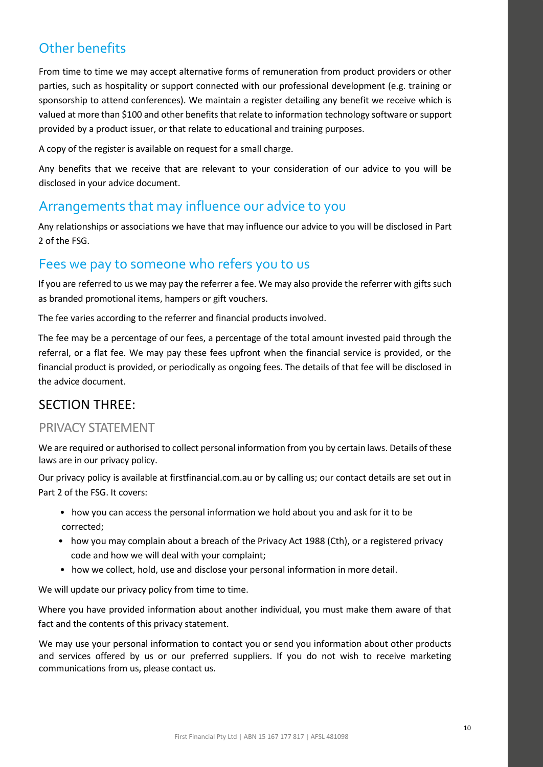## Other benefits

From time to time we may accept alternative forms of remuneration from product providers or other parties, such as hospitality or support connected with our professional development (e.g. training or sponsorship to attend conferences). We maintain a register detailing any benefit we receive which is valued at more than $100 and other benefits that relate to information technology software or support provided by a product issuer, or that relate to educational and training purposes.

A copy of the register is available on request for a small charge.

Any benefits that we receive that are relevant to your consideration of our advice to you will be disclosed in your advice document.

## Arrangements that may influence our advice to you

Any relationships or associations we have that may influence our advice to you will be disclosed in Part 2 of the FSG.

## Fees we pay to someone who refers you to us

If you are referred to us we may pay the referrer a fee. We may also provide the referrer with gifts such as branded promotional items, hampers or gift vouchers.

The fee varies according to the referrer and financial products involved.

The fee may be a percentage of our fees, a percentage of the total amount invested paid through the referral, or a flat fee. We may pay these fees upfront when the financial service is provided, or the financial product is provided, or periodically as ongoing fees. The details of that fee will be disclosed in the advice document.

# SECTION THREE:

## PRIVACY STATEMENT

We are required or authorised to collect personal information from you by certain laws. Details of these laws are in our privacy policy.

Our privacy policy is available at firstfinancial.com.au or by calling us; our contact details are set out in Part 2 of the FSG. It covers:

- how you can access the personal information we hold about you and ask for it to be corrected;
- how you may complain about a breach of the Privacy Act 1988 (Cth), or a registered privacy code and how we will deal with your complaint;
- how we collect, hold, use and disclose your personal information in more detail.

We will update our privacy policy from time to time.

Where you have provided information about another individual, you must make them aware of that fact and the contents of this privacy statement.

We may use your personal information to contact you or send you information about other products and services offered by us or our preferred suppliers. If you do not wish to receive marketing communications from us, please contact us.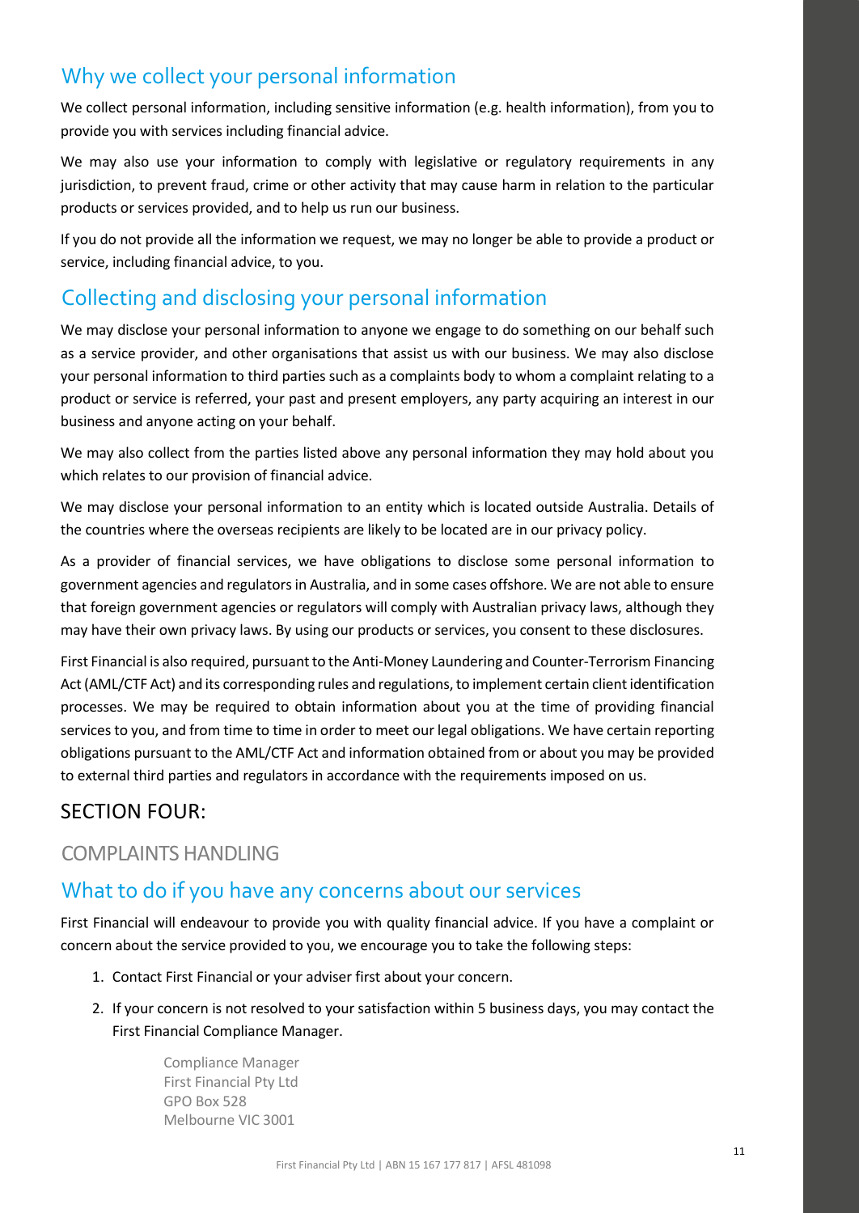## Why we collect your personal information

We collect personal information, including sensitive information (e.g. health information), from you to provide you with services including financial advice.

We may also use your information to comply with legislative or regulatory requirements in any jurisdiction, to prevent fraud, crime or other activity that may cause harm in relation to the particular products or services provided, and to help us run our business.

If you do not provide all the information we request, we may no longer be able to provide a product or service, including financial advice, to you.

## Collecting and disclosing your personal information

We may disclose your personal information to anyone we engage to do something on our behalf such as a service provider, and other organisations that assist us with our business. We may also disclose your personal information to third parties such as a complaints body to whom a complaint relating to a product or service is referred, your past and present employers, any party acquiring an interest in our business and anyone acting on your behalf.

We may also collect from the parties listed above any personal information they may hold about you which relates to our provision of financial advice.

We may disclose your personal information to an entity which is located outside Australia. Details of the countries where the overseas recipients are likely to be located are in our privacy policy.

As a provider of financial services, we have obligations to disclose some personal information to government agencies and regulators in Australia, and in some cases offshore. We are not able to ensure that foreign government agencies or regulators will comply with Australian privacy laws, although they may have their own privacy laws. By using our products or services, you consent to these disclosures.

First Financial is also required, pursuant to the Anti-Money Laundering and Counter-Terrorism Financing Act (AML/CTF Act) and its corresponding rules and regulations, to implement certain client identification processes. We may be required to obtain information about you at the time of providing financial services to you, and from time to time in order to meet our legal obligations. We have certain reporting obligations pursuant to the AML/CTF Act and information obtained from or about you may be provided to external third parties and regulators in accordance with the requirements imposed on us.

# SECTION FOUR:

### COMPLAINTS HANDLING

## What to do if you have any concerns about our services

First Financial will endeavour to provide you with quality financial advice. If you have a complaint or concern about the service provided to you, we encourage you to take the following steps:

1. Contact First Financial or your adviser first about your concern.
2. If your concern is not resolved to your satisfaction within 5 business days, you may contact the First Financial Compliance Manager.

   Compliance Manager
   First Financial Pty Ltd
   GPO Box 528
   Melbourne VIC 3001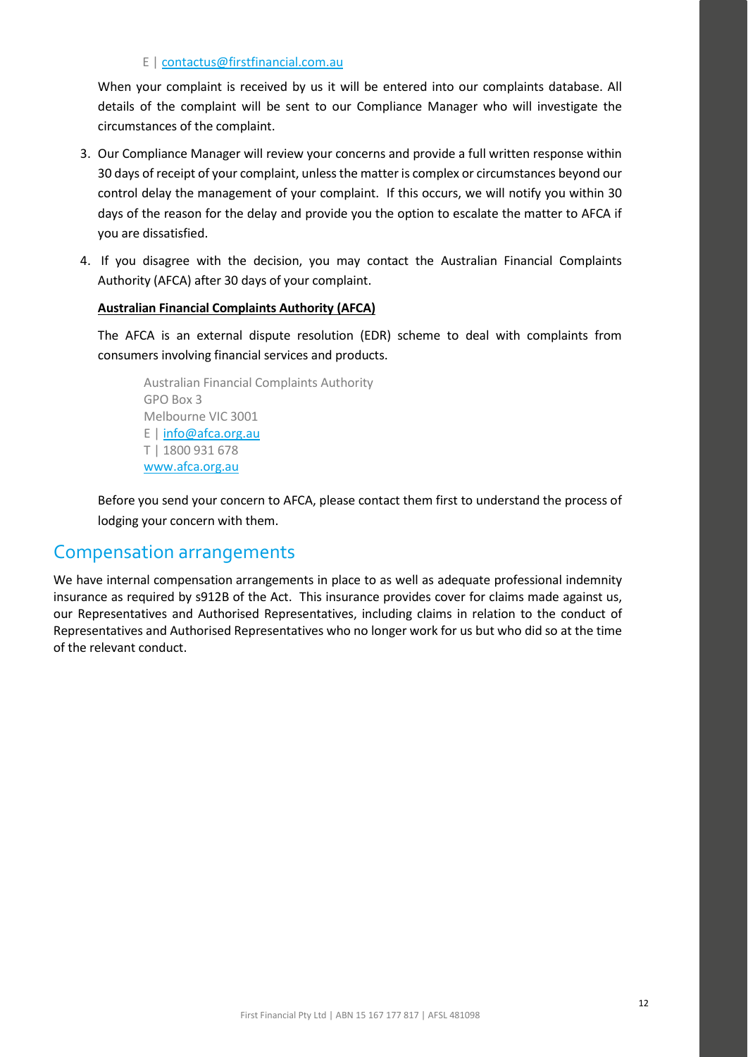E | contactus@firstfinancial.com.au

When your complaint is received by us it will be entered into our complaints database. All details of the complaint will be sent to our Compliance Manager who will investigate the circumstances of the complaint.

3. Our Compliance Manager will review your concerns and provide a full written response within 30 days of receipt of your complaint, unless the matter is complex or circumstances beyond our control delay the management of your complaint. If this occurs, we will notify you within 30 days of the reason for the delay and provide you the option to escalate the matter to AFCA if you are dissatisfied.
4. If you disagree with the decision, you may contact the Australian Financial Complaints Authority (AFCA) after 30 days of your complaint.

**Australian Financial Complaints Authority (AFCA)**

The AFCA is an external dispute resolution (EDR) scheme to deal with complaints from consumers involving financial services and products.

Australian Financial Complaints Authority
GPO Box 3
Melbourne VIC 3001
E | info@afca.org.au
T | 1800 931 678
www.afca.org.au

Before you send your concern to AFCA, please contact them first to understand the process of lodging your concern with them.

## Compensation arrangements

We have internal compensation arrangements in place to as well as adequate professional indemnity insurance as required by s912B of the Act. This insurance provides cover for claims made against us, our Representatives and Authorised Representatives, including claims in relation to the conduct of Representatives and Authorised Representatives who no longer work for us but who did so at the time of the relevant conduct.